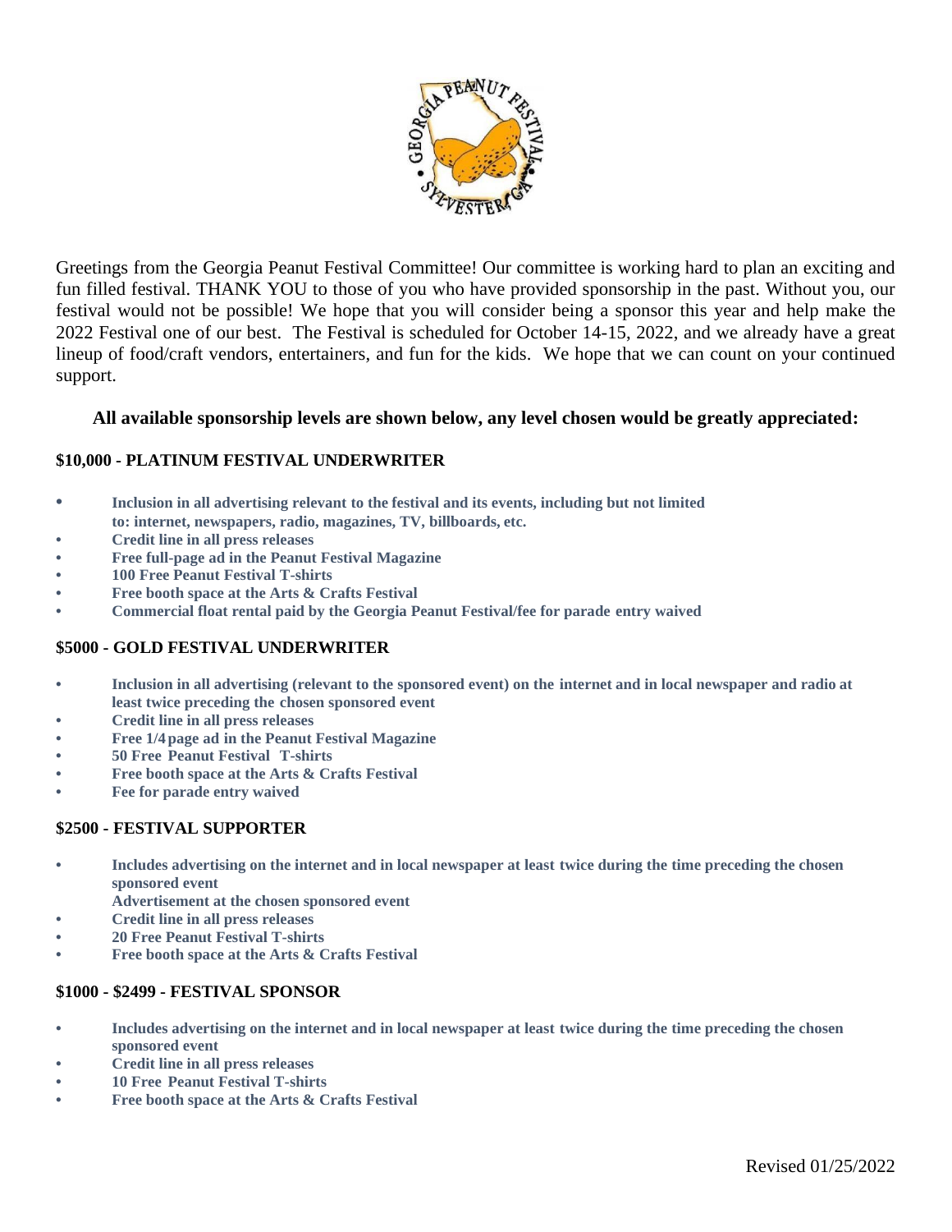Greetings from the Georgia Peanut Festival Committee! Our committee is working hard to plan an exciting and fun filled festival. THANK YOU to those of you who have provided sponsorship in the past. Without you, our festival would not be possible! We hope that you will consider being a sponsor this year and help make the 2022 Festival one of our best. The Festival is scheduled for October 14-15, 2022, and we already have a great lineup of food/craft vendors, entertainers, and fun for the kids. We hope that we can count on your continued support.

**All available sponsorship levels are shown below, any level chosen would be greatly appreciated:**

### $10,000 - PLATINUM FESTIVAL UNDERWRITER

- **Inclusion in all advertising relevant to the festival and its events, including but not limited to: internet, newspapers, radio, magazines, TV, billboards, etc.**
- **Credit line in all press releases**
- **Free full-page ad in the Peanut Festival Magazine**
- **100 Free Peanut Festival T-shirts**
- **Free booth space at the Arts & Crafts Festival**
- **Commercial float rental paid by the Georgia Peanut Festival/fee for parade entry waived**

### $5000 - GOLD FESTIVAL UNDERWRITER

- **Inclusion in all advertising (relevant to the sponsored event) on the internet and in local newspaper and radio at least twice preceding the chosen sponsored event**
- **Credit line in all press releases**
- **Free 1/4 page ad in the Peanut Festival Magazine**
- **50 Free Peanut Festival T-shirts**
- **Free booth space at the Arts & Crafts Festival**
- **Fee for parade entry waived**

### $2500 - FESTIVAL SUPPORTER

- **Includes advertising on the internet and in local newspaper at least twice during the time preceding the chosen sponsored event**
  **Advertisement at the chosen sponsored event**
- **Credit line in all press releases**
- **20 Free Peanut Festival T-shirts**
- **Free booth space at the Arts & Crafts Festival**

### $1000 - $2499 - FESTIVAL SPONSOR

- **Includes advertising on the internet and in local newspaper at least twice during the time preceding the chosen sponsored event**
- **Credit line in all press releases**
- **10 Free Peanut Festival T-shirts**
- **Free booth space at the Arts & Crafts Festival**

Revised 01/25/2022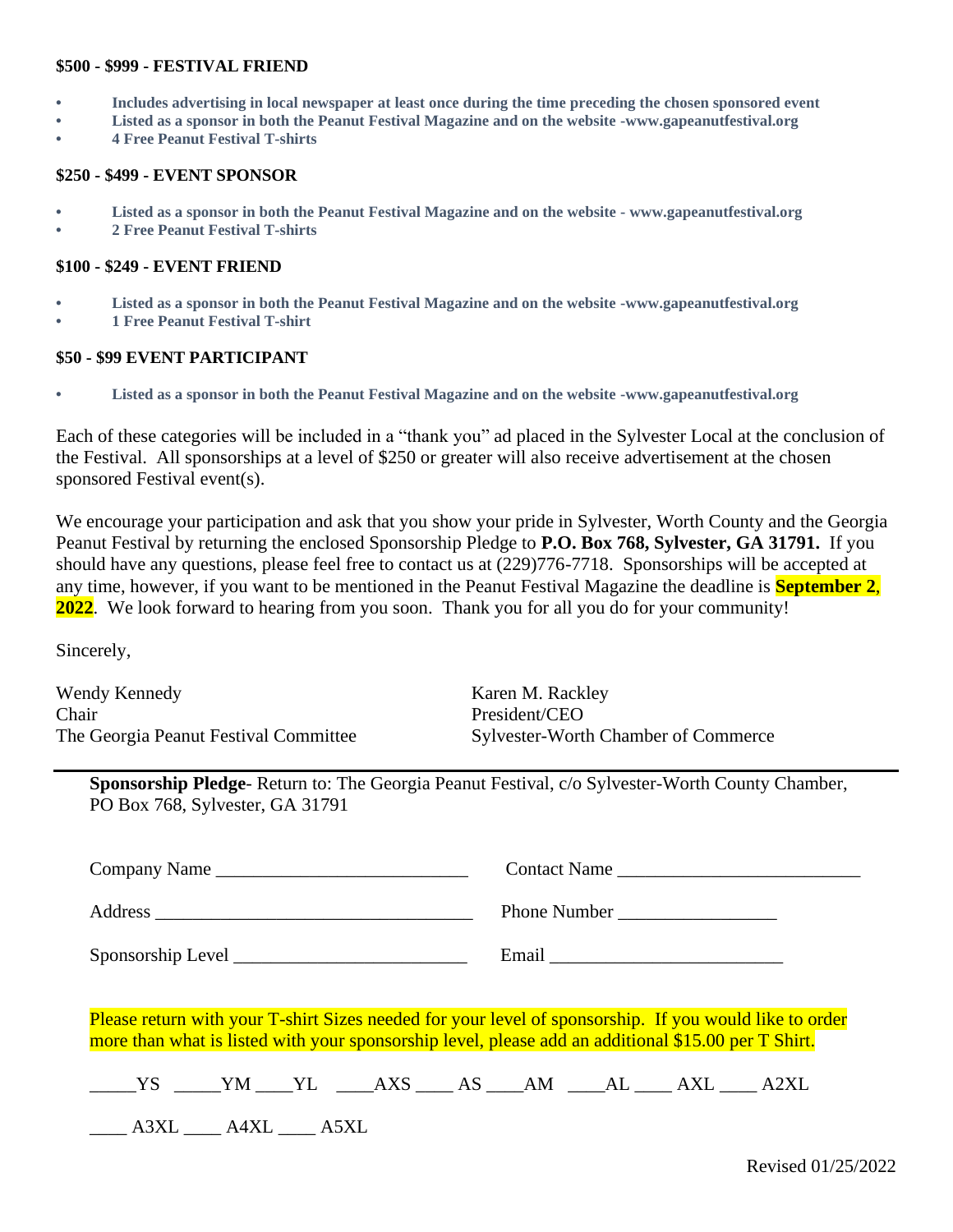**$500 - $999 - FESTIVAL FRIEND**

- **Includes advertising in local newspaper at least once during the time preceding the chosen sponsored event**
- **Listed as a sponsor in both the Peanut Festival Magazine and on the website -www.gapeanutfestival.org**
- **4 Free Peanut Festival T-shirts**

**$250 - $499 - EVENT SPONSOR**

- **Listed as a sponsor in both the Peanut Festival Magazine and on the website - www.gapeanutfestival.org**
- **2 Free Peanut Festival T-shirts**

**$100 - $249 - EVENT FRIEND**

- **Listed as a sponsor in both the Peanut Festival Magazine and on the website -www.gapeanutfestival.org**
- **1 Free Peanut Festival T-shirt**

**$50 - $99 EVENT PARTICIPANT**

- **Listed as a sponsor in both the Peanut Festival Magazine and on the website -www.gapeanutfestival.org**

Each of these categories will be included in a “thank you” ad placed in the Sylvester Local at the conclusion of the Festival. All sponsorships at a level of $250 or greater will also receive advertisement at the chosen sponsored Festival event(s).

We encourage your participation and ask that you show your pride in Sylvester, Worth County and the Georgia Peanut Festival by returning the enclosed Sponsorship Pledge to **P.O. Box 768, Sylvester, GA 31791.** If you should have any questions, please feel free to contact us at (229)776-7718. Sponsorships will be accepted at any time, however, if you want to be mentioned in the Peanut Festival Magazine the deadline is **September 2, 2022**. We look forward to hearing from you soon. Thank you for all you do for your community!

Sincerely,

Wendy Kennedy
Chair
The Georgia Peanut Festival Committee

Karen M. Rackley
President/CEO
Sylvester-Worth Chamber of Commerce

---

**Sponsorship Pledge**- Return to: The Georgia Peanut Festival, c/o Sylvester-Worth County Chamber, PO Box 768, Sylvester, GA 31791

Company Name ___________________________ Contact Name __________________________

Address __________________________________ Phone Number _________________

Sponsorship Level _________________________ Email ________________________

Please return with your T-shirt Sizes needed for your level of sponsorship. If you would like to order more than what is listed with your sponsorship level, please add an additional $15.00 per T Shirt.

_____YS _____YM ____YL ____AXS ____ AS ____AM ____AL ____ AXL ____ A2XL

____ A3XL ____ A4XL ____ A5XL

Revised 01/25/2022